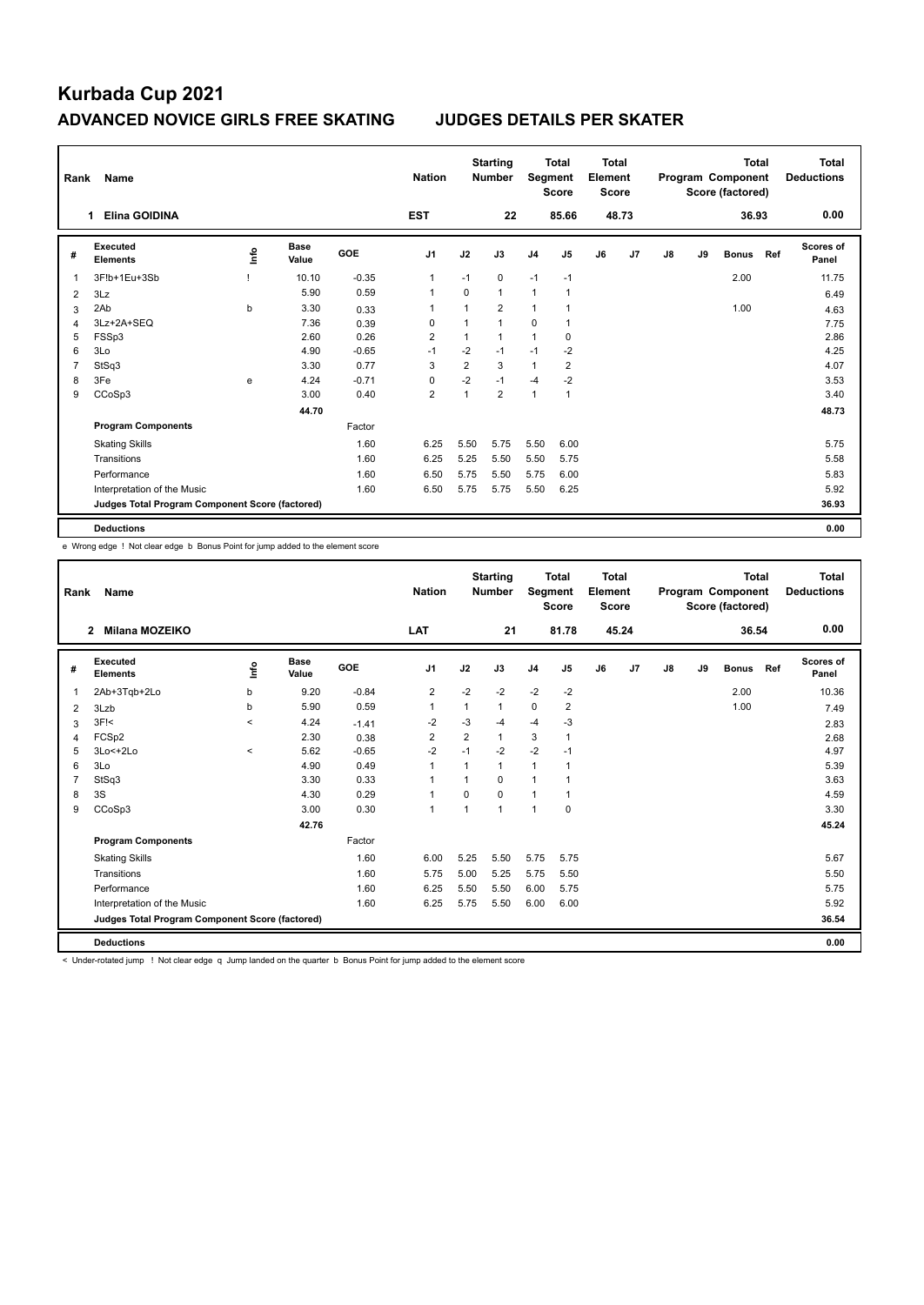# Kurbada Cup 2021

## ADVANCED NOVICE GIRLS FREE SKATING    JUDGES DETAILS PER SKATER

| Rank | Name | Nation | Starting Number | Total Segment Score | Total Element Score | Total Program Component Score (factored) | Total Deductions |
|---|---|---|---|---|---|---|---|
| 1 | Elina GOIDINA | EST | 22 | 85.66 | 48.73 | 36.93 | 0.00 |

| # | Executed Elements | Info | Base Value | GOE | J1 | J2 | J3 | J4 | J5 | J6 | J7 | J8 | J9 | Bonus | Ref | Scores of Panel |
|---|---|---|---|---|---|---|---|---|---|---|---|---|---|---|---|---|
| 1 | 3F!b+1Eu+3Sb | ! | 10.10 | -0.35 | 1 | -1 | 0 | -1 | -1 | | | | | 2.00 | | 11.75 |
| 2 | 3Lz | | 5.90 | 0.59 | 1 | 0 | 1 | 1 | 1 | | | | | | | 6.49 |
| 3 | 2Ab | b | 3.30 | 0.33 | 1 | 1 | 2 | 1 | 1 | | | | | 1.00 | | 4.63 |
| 4 | 3Lz+2A+SEQ | | 7.36 | 0.39 | 0 | 1 | 1 | 0 | 1 | | | | | | | 7.75 |
| 5 | FSSp3 | | 2.60 | 0.26 | 2 | 1 | 1 | 1 | 0 | | | | | | | 2.86 |
| 6 | 3Lo | | 4.90 | -0.65 | -1 | -2 | -1 | -1 | -2 | | | | | | | 4.25 |
| 7 | StSq3 | | 3.30 | 0.77 | 3 | 2 | 3 | 1 | 2 | | | | | | | 4.07 |
| 8 | 3Fe | e | 4.24 | -0.71 | 0 | -2 | -1 | -4 | -2 | | | | | | | 3.53 |
| 9 | CCoSp3 | | 3.00 | 0.40 | 2 | 1 | 2 | 1 | 1 | | | | | | | 3.40 |
| | | | 44.70 | | | | | | | | | | | | | 48.73 |
| | **Program Components** | | | Factor | | | | | | | | | | | | |
| | Skating Skills | | | 1.60 | 6.25 | 5.50 | 5.75 | 5.50 | 6.00 | | | | | | | 5.75 |
| | Transitions | | | 1.60 | 6.25 | 5.25 | 5.50 | 5.50 | 5.75 | | | | | | | 5.58 |
| | Performance | | | 1.60 | 6.50 | 5.75 | 5.50 | 5.75 | 6.00 | | | | | | | 5.83 |
| | Interpretation of the Music | | | 1.60 | 6.50 | 5.75 | 5.75 | 5.50 | 6.25 | | | | | | | 5.92 |
| | **Judges Total Program Component Score (factored)** | | | | | | | | | | | | | | | 36.93 |
| | **Deductions** | | | | | | | | | | | | | | | 0.00 |

e Wrong edge ! Not clear edge b Bonus Point for jump added to the element score

| Rank | Name | Nation | Starting Number | Total Segment Score | Total Element Score | Total Program Component Score (factored) | Total Deductions |
|---|---|---|---|---|---|---|---|
| 2 | Milana MOZEIKO | LAT | 21 | 81.78 | 45.24 | 36.54 | 0.00 |

| # | Executed Elements | Info | Base Value | GOE | J1 | J2 | J3 | J4 | J5 | J6 | J7 | J8 | J9 | Bonus | Ref | Scores of Panel |
|---|---|---|---|---|---|---|---|---|---|---|---|---|---|---|---|---|
| 1 | 2Ab+3Tqb+2Lo | b | 9.20 | -0.84 | 2 | -2 | -2 | -2 | -2 | | | | | 2.00 | | 10.36 |
| 2 | 3Lzb | b | 5.90 | 0.59 | 1 | 1 | 1 | 0 | 2 | | | | | 1.00 | | 7.49 |
| 3 | 3F!< | < | 4.24 | -1.41 | -2 | -3 | -4 | -4 | -3 | | | | | | | 2.83 |
| 4 | FCSp2 | | 2.30 | 0.38 | 2 | 2 | 1 | 3 | 1 | | | | | | | 2.68 |
| 5 | 3Lo<+2Lo | < | 5.62 | -0.65 | -2 | -1 | -2 | -2 | -1 | | | | | | | 4.97 |
| 6 | 3Lo | | 4.90 | 0.49 | 1 | 1 | 1 | 1 | 1 | | | | | | | 5.39 |
| 7 | StSq3 | | 3.30 | 0.33 | 1 | 1 | 0 | 1 | 1 | | | | | | | 3.63 |
| 8 | 3S | | 4.30 | 0.29 | 1 | 0 | 0 | 1 | 1 | | | | | | | 4.59 |
| 9 | CCoSp3 | | 3.00 | 0.30 | 1 | 1 | 1 | 1 | 0 | | | | | | | 3.30 |
| | | | 42.76 | | | | | | | | | | | | | 45.24 |
| | **Program Components** | | | Factor | | | | | | | | | | | | |
| | Skating Skills | | | 1.60 | 6.00 | 5.25 | 5.50 | 5.75 | 5.75 | | | | | | | 5.67 |
| | Transitions | | | 1.60 | 5.75 | 5.00 | 5.25 | 5.75 | 5.50 | | | | | | | 5.50 |
| | Performance | | | 1.60 | 6.25 | 5.50 | 5.50 | 6.00 | 5.75 | | | | | | | 5.75 |
| | Interpretation of the Music | | | 1.60 | 6.25 | 5.75 | 5.50 | 6.00 | 6.00 | | | | | | | 5.92 |
| | **Judges Total Program Component Score (factored)** | | | | | | | | | | | | | | | 36.54 |
| | **Deductions** | | | | | | | | | | | | | | | 0.00 |

< Under-rotated jump ! Not clear edge q Jump landed on the quarter b Bonus Point for jump added to the element score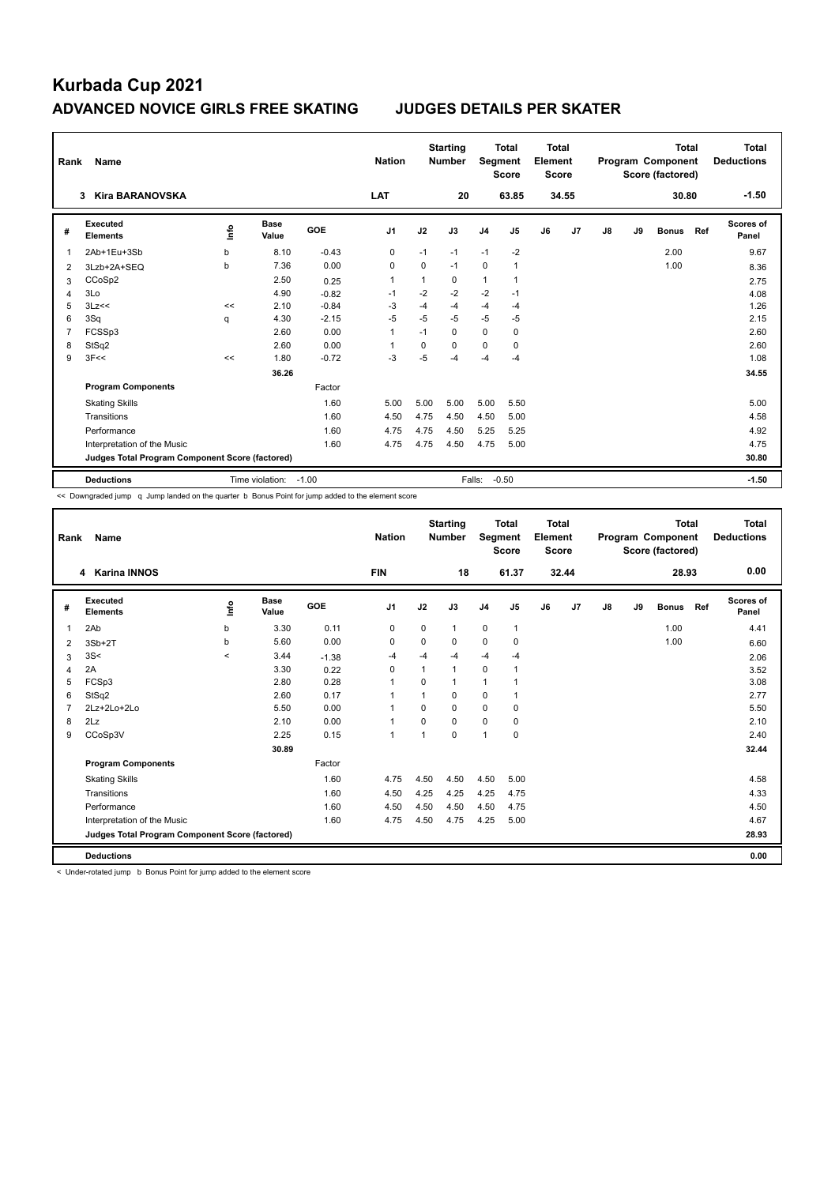# Kurbada Cup 2021

## ADVANCED NOVICE GIRLS FREE SKATING JUDGES DETAILS PER SKATER

| Rank | Name | Nation | Starting Number | Total Segment Score | Total Element Score | Total Program Component Score (factored) | Total Deductions |
|---|---|---|---|---|---|---|---|
| 3 | Kira BARANOVSKA | LAT | 20 | 63.85 | 34.55 | 30.80 | -1.50 |

| # | Executed Elements | Info | Base Value | GOE | J1 | J2 | J3 | J4 | J5 | J6 | J7 | J8 | J9 | Bonus | Ref | Scores of Panel |
|---|---|---|---|---|---|---|---|---|---|---|---|---|---|---|---|---|
| 1 | 2Ab+1Eu+3Sb | b | 8.10 | -0.43 | 0 | -1 | -1 | -1 | -2 | | | | | 2.00 | | 9.67 |
| 2 | 3Lzb+2A+SEQ | b | 7.36 | 0.00 | 0 | 0 | -1 | 0 | 1 | | | | | 1.00 | | 8.36 |
| 3 | CCoSp2 | | 2.50 | 0.25 | 1 | 1 | 0 | 1 | 1 | | | | | | | 2.75 |
| 4 | 3Lo | | 4.90 | -0.82 | -1 | -2 | -2 | -2 | -1 | | | | | | | 4.08 |
| 5 | 3Lz<< | << | 2.10 | -0.84 | -3 | -4 | -4 | -4 | -4 | | | | | | | 1.26 |
| 6 | 3Sq | q | 4.30 | -2.15 | -5 | -5 | -5 | -5 | -5 | | | | | | | 2.15 |
| 7 | FCSSp3 | | 2.60 | 0.00 | 1 | -1 | 0 | 0 | 0 | | | | | | | 2.60 |
| 8 | StSq2 | | 2.60 | 0.00 | 1 | 0 | 0 | 0 | 0 | | | | | | | 2.60 |
| 9 | 3F<< | << | 1.80 | -0.72 | -3 | -5 | -4 | -4 | -4 | | | | | | | 1.08 |
| | | | 36.26 | | | | | | | | | | | | | 34.55 |
| | **Program Components** | | | Factor | | | | | | | | | | | | |
| | Skating Skills | | | 1.60 | 5.00 | 5.00 | 5.00 | 5.00 | 5.50 | | | | | | | 5.00 |
| | Transitions | | | 1.60 | 4.50 | 4.75 | 4.50 | 4.50 | 5.00 | | | | | | | 4.58 |
| | Performance | | | 1.60 | 4.75 | 4.75 | 4.50 | 5.25 | 5.25 | | | | | | | 4.92 |
| | Interpretation of the Music | | | 1.60 | 4.75 | 4.75 | 4.50 | 4.75 | 5.00 | | | | | | | 4.75 |
| | **Judges Total Program Component Score (factored)** | | | | | | | | | | | | | | | 30.80 |
| | **Deductions** | | Time violation: | -1.00 | | | Falls: | -0.50 | | | | | | | | -1.50 |

<< Downgraded jump q Jump landed on the quarter b Bonus Point for jump added to the element score

| Rank | Name | Nation | Starting Number | Total Segment Score | Total Element Score | Total Program Component Score (factored) | Total Deductions |
|---|---|---|---|---|---|---|---|
| 4 | Karina INNOS | FIN | 18 | 61.37 | 32.44 | 28.93 | 0.00 |

| # | Executed Elements | Info | Base Value | GOE | J1 | J2 | J3 | J4 | J5 | J6 | J7 | J8 | J9 | Bonus | Ref | Scores of Panel |
|---|---|---|---|---|---|---|---|---|---|---|---|---|---|---|---|---|
| 1 | 2Ab | b | 3.30 | 0.11 | 0 | 0 | 1 | 0 | 1 | | | | | 1.00 | | 4.41 |
| 2 | 3Sb+2T | b | 5.60 | 0.00 | 0 | 0 | 0 | 0 | 0 | | | | | 1.00 | | 6.60 |
| 3 | 3S< | < | 3.44 | -1.38 | -4 | -4 | -4 | -4 | -4 | | | | | | | 2.06 |
| 4 | 2A | | 3.30 | 0.22 | 0 | 1 | 1 | 0 | 1 | | | | | | | 3.52 |
| 5 | FCSp3 | | 2.80 | 0.28 | 1 | 0 | 1 | 1 | 1 | | | | | | | 3.08 |
| 6 | StSq2 | | 2.60 | 0.17 | 1 | 1 | 0 | 0 | 1 | | | | | | | 2.77 |
| 7 | 2Lz+2Lo+2Lo | | 5.50 | 0.00 | 1 | 0 | 0 | 0 | 0 | | | | | | | 5.50 |
| 8 | 2Lz | | 2.10 | 0.00 | 1 | 0 | 0 | 0 | 0 | | | | | | | 2.10 |
| 9 | CCoSp3V | | 2.25 | 0.15 | 1 | 1 | 0 | 1 | 0 | | | | | | | 2.40 |
| | | | 30.89 | | | | | | | | | | | | | 32.44 |
| | **Program Components** | | | Factor | | | | | | | | | | | | |
| | Skating Skills | | | 1.60 | 4.75 | 4.50 | 4.50 | 4.50 | 5.00 | | | | | | | 4.58 |
| | Transitions | | | 1.60 | 4.50 | 4.25 | 4.25 | 4.25 | 4.75 | | | | | | | 4.33 |
| | Performance | | | 1.60 | 4.50 | 4.50 | 4.50 | 4.50 | 4.75 | | | | | | | 4.50 |
| | Interpretation of the Music | | | 1.60 | 4.75 | 4.50 | 4.75 | 4.25 | 5.00 | | | | | | | 4.67 |
| | **Judges Total Program Component Score (factored)** | | | | | | | | | | | | | | | 28.93 |
| | **Deductions** | | | | | | | | | | | | | | | 0.00 |

< Under-rotated jump b Bonus Point for jump added to the element score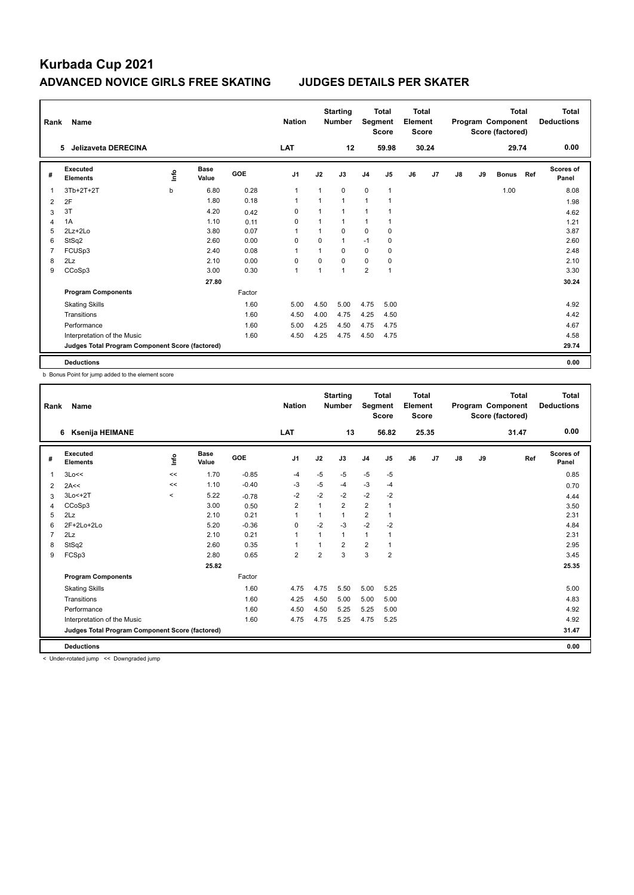# Kurbada Cup 2021

## ADVANCED NOVICE GIRLS FREE SKATING JUDGES DETAILS PER SKATER

| Rank | Name | Nation | Starting Number | Total Segment Score | Total Element Score | Total Program Component Score (factored) | Total Deductions |
|---|---|---|---|---|---|---|---|
| 5 | Jelizaveta DERECINA | LAT | 12 | 59.98 | 30.24 | 29.74 | 0.00 |

| # | Executed Elements | Info | Base Value | GOE | J1 | J2 | J3 | J4 | J5 | J6 | J7 | J8 | J9 | Bonus | Ref | Scores of Panel |
|---|---|---|---|---|---|---|---|---|---|---|---|---|---|---|---|---|
| 1 | 3Tb+2T+2T | b | 6.80 | 0.28 | 1 | 1 | 0 | 0 | 1 | | | | | 1.00 | | 8.08 |
| 2 | 2F | | 1.80 | 0.18 | 1 | 1 | 1 | 1 | 1 | | | | | | | 1.98 |
| 3 | 3T | | 4.20 | 0.42 | 0 | 1 | 1 | 1 | 1 | | | | | | | 4.62 |
| 4 | 1A | | 1.10 | 0.11 | 0 | 1 | 1 | 1 | 1 | | | | | | | 1.21 |
| 5 | 2Lz+2Lo | | 3.80 | 0.07 | 1 | 1 | 0 | 0 | 0 | | | | | | | 3.87 |
| 6 | StSq2 | | 2.60 | 0.00 | 0 | 0 | 1 | -1 | 0 | | | | | | | 2.60 |
| 7 | FCUSp3 | | 2.40 | 0.08 | 1 | 1 | 0 | 0 | 0 | | | | | | | 2.48 |
| 8 | 2Lz | | 2.10 | 0.00 | 0 | 0 | 0 | 0 | 0 | | | | | | | 2.10 |
| 9 | CCoSp3 | | 3.00 | 0.30 | 1 | 1 | 1 | 2 | 1 | | | | | | | 3.30 |
| | | | 27.80 | | | | | | | | | | | | | 30.24 |
| | **Program Components** | | | Factor | | | | | | | | | | | | |
| | Skating Skills | | | 1.60 | 5.00 | 4.50 | 5.00 | 4.75 | 5.00 | | | | | | | 4.92 |
| | Transitions | | | 1.60 | 4.50 | 4.00 | 4.75 | 4.25 | 4.50 | | | | | | | 4.42 |
| | Performance | | | 1.60 | 5.00 | 4.25 | 4.50 | 4.75 | 4.75 | | | | | | | 4.67 |
| | Interpretation of the Music | | | 1.60 | 4.50 | 4.25 | 4.75 | 4.50 | 4.75 | | | | | | | 4.58 |
| | **Judges Total Program Component Score (factored)** | | | | | | | | | | | | | | | 29.74 |
| | **Deductions** | | | | | | | | | | | | | | | 0.00 |

b Bonus Point for jump added to the element score

| Rank | Name | Nation | Starting Number | Total Segment Score | Total Element Score | Total Program Component Score (factored) | Total Deductions |
|---|---|---|---|---|---|---|---|
| 6 | Ksenija HEIMANE | LAT | 13 | 56.82 | 25.35 | 31.47 | 0.00 |

| # | Executed Elements | Info | Base Value | GOE | J1 | J2 | J3 | J4 | J5 | J6 | J7 | J8 | J9 | Ref | Scores of Panel |
|---|---|---|---|---|---|---|---|---|---|---|---|---|---|---|---|
| 1 | 3Lo<< | << | 1.70 | -0.85 | -4 | -5 | -5 | -5 | -5 | | | | | | 0.85 |
| 2 | 2A<< | << | 1.10 | -0.40 | -3 | -5 | -4 | -3 | -4 | | | | | | 0.70 |
| 3 | 3Lo<+2T | < | 5.22 | -0.78 | -2 | -2 | -2 | -2 | -2 | | | | | | 4.44 |
| 4 | CCoSp3 | | 3.00 | 0.50 | 2 | 1 | 2 | 2 | 1 | | | | | | 3.50 |
| 5 | 2Lz | | 2.10 | 0.21 | 1 | 1 | 1 | 2 | 1 | | | | | | 2.31 |
| 6 | 2F+2Lo+2Lo | | 5.20 | -0.36 | 0 | -2 | -3 | -2 | -2 | | | | | | 4.84 |
| 7 | 2Lz | | 2.10 | 0.21 | 1 | 1 | 1 | 1 | 1 | | | | | | 2.31 |
| 8 | StSq2 | | 2.60 | 0.35 | 1 | 1 | 2 | 2 | 1 | | | | | | 2.95 |
| 9 | FCSp3 | | 2.80 | 0.65 | 2 | 2 | 3 | 3 | 2 | | | | | | 3.45 |
| | | | 25.82 | | | | | | | | | | | | 25.35 |
| | **Program Components** | | | Factor | | | | | | | | | | | |
| | Skating Skills | | | 1.60 | 4.75 | 4.75 | 5.50 | 5.00 | 5.25 | | | | | | 5.00 |
| | Transitions | | | 1.60 | 4.25 | 4.50 | 5.00 | 5.00 | 5.00 | | | | | | 4.83 |
| | Performance | | | 1.60 | 4.50 | 4.50 | 5.25 | 5.25 | 5.00 | | | | | | 4.92 |
| | Interpretation of the Music | | | 1.60 | 4.75 | 4.75 | 5.25 | 4.75 | 5.25 | | | | | | 4.92 |
| | **Judges Total Program Component Score (factored)** | | | | | | | | | | | | | | 31.47 |
| | **Deductions** | | | | | | | | | | | | | | 0.00 |

< Under-rotated jump << Downgraded jump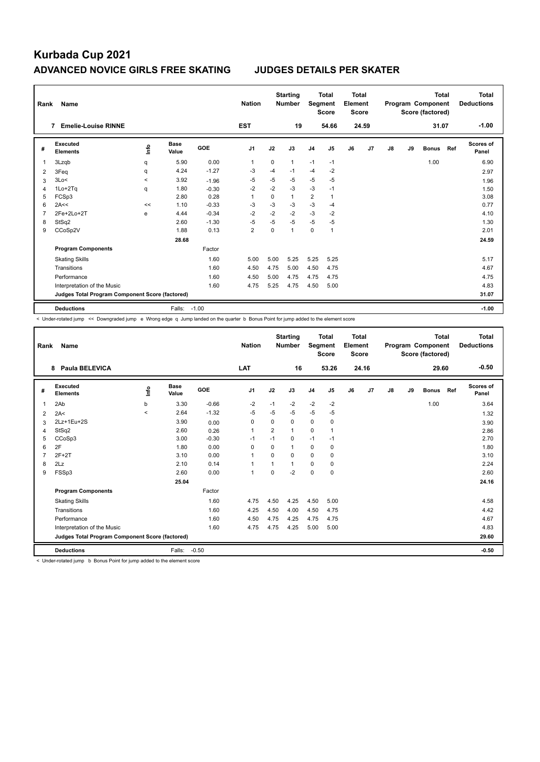# Kurbada Cup 2021

## ADVANCED NOVICE GIRLS FREE SKATING JUDGES DETAILS PER SKATER

| Rank | Name | | | | Nation | | Starting Number | | Total Segment Score | Total Element Score | | | | Total Program Component Score (factored) | | Total Deductions |
|---|---|---|---|---|---|---|---|---|---|---|---|---|---|---|---|---|
| 7 | Emelie-Louise RINNE | | | | EST | | 19 | | 54.66 | 24.59 | | | | 31.07 | | -1.00 |

| # | Executed Elements | Info | Base Value | GOE | J1 | J2 | J3 | J4 | J5 | J6 | J7 | J8 | J9 | Bonus | Ref | Scores of Panel |
|---|---|---|---|---|---|---|---|---|---|---|---|---|---|---|---|---|
| 1 | 3Lzqb | q | 5.90 | 0.00 | 1 | 0 | 1 | -1 | -1 | | | | | 1.00 | | 6.90 |
| 2 | 3Feq | q | 4.24 | -1.27 | -3 | -4 | -1 | -4 | -2 | | | | | | | 2.97 |
| 3 | 3Lo< | < | 3.92 | -1.96 | -5 | -5 | -5 | -5 | -5 | | | | | | | 1.96 |
| 4 | 1Lo+2Tq | q | 1.80 | -0.30 | -2 | -2 | -3 | -3 | -1 | | | | | | | 1.50 |
| 5 | FCSp3 | | 2.80 | 0.28 | 1 | 0 | 1 | 2 | 1 | | | | | | | 3.08 |
| 6 | 2A<< | << | 1.10 | -0.33 | -3 | -3 | -3 | -3 | -4 | | | | | | | 0.77 |
| 7 | 2Fe+2Lo+2T | e | 4.44 | -0.34 | -2 | -2 | -2 | -3 | -2 | | | | | | | 4.10 |
| 8 | StSq2 | | 2.60 | -1.30 | -5 | -5 | -5 | -5 | -5 | | | | | | | 1.30 |
| 9 | CCoSp2V | | 1.88 | 0.13 | 2 | 0 | 1 | 0 | 1 | | | | | | | 2.01 |
| | | | 28.68 | | | | | | | | | | | | | 24.59 |
| | **Program Components** | | | Factor | | | | | | | | | | | | |
| | Skating Skills | | | 1.60 | 5.00 | 5.00 | 5.25 | 5.25 | 5.25 | | | | | | | 5.17 |
| | Transitions | | | 1.60 | 4.50 | 4.75 | 5.00 | 4.50 | 4.75 | | | | | | | 4.67 |
| | Performance | | | 1.60 | 4.50 | 5.00 | 4.75 | 4.75 | 4.75 | | | | | | | 4.75 |
| | Interpretation of the Music | | | 1.60 | 4.75 | 5.25 | 4.75 | 4.50 | 5.00 | | | | | | | 4.83 |
| | **Judges Total Program Component Score (factored)** | | | | | | | | | | | | | | | 31.07 |
| | **Deductions** | | Falls: | -1.00 | | | | | | | | | | | | -1.00 |

< Under-rotated jump << Downgraded jump e Wrong edge q Jump landed on the quarter b Bonus Point for jump added to the element score

| Rank | Name | | | | Nation | | Starting Number | | Total Segment Score | Total Element Score | | | | Total Program Component Score (factored) | | Total Deductions |
|---|---|---|---|---|---|---|---|---|---|---|---|---|---|---|---|---|
| 8 | Paula BELEVICA | | | | LAT | | 16 | | 53.26 | 24.16 | | | | 29.60 | | -0.50 |

| # | Executed Elements | Info | Base Value | GOE | J1 | J2 | J3 | J4 | J5 | J6 | J7 | J8 | J9 | Bonus | Ref | Scores of Panel |
|---|---|---|---|---|---|---|---|---|---|---|---|---|---|---|---|---|
| 1 | 2Ab | b | 3.30 | -0.66 | -2 | -1 | -2 | -2 | -2 | | | | | 1.00 | | 3.64 |
| 2 | 2A< | < | 2.64 | -1.32 | -5 | -5 | -5 | -5 | -5 | | | | | | | 1.32 |
| 3 | 2Lz+1Eu+2S | | 3.90 | 0.00 | 0 | 0 | 0 | 0 | 0 | | | | | | | 3.90 |
| 4 | StSq2 | | 2.60 | 0.26 | 1 | 2 | 1 | 0 | 1 | | | | | | | 2.86 |
| 5 | CCoSp3 | | 3.00 | -0.30 | -1 | -1 | 0 | -1 | -1 | | | | | | | 2.70 |
| 6 | 2F | | 1.80 | 0.00 | 0 | 0 | 1 | 0 | 0 | | | | | | | 1.80 |
| 7 | 2F+2T | | 3.10 | 0.00 | 1 | 0 | 0 | 0 | 0 | | | | | | | 3.10 |
| 8 | 2Lz | | 2.10 | 0.14 | 1 | 1 | 1 | 0 | 0 | | | | | | | 2.24 |
| 9 | FSSp3 | | 2.60 | 0.00 | 1 | 0 | -2 | 0 | 0 | | | | | | | 2.60 |
| | | | 25.04 | | | | | | | | | | | | | 24.16 |
| | **Program Components** | | | Factor | | | | | | | | | | | | |
| | Skating Skills | | | 1.60 | 4.75 | 4.50 | 4.25 | 4.50 | 5.00 | | | | | | | 4.58 |
| | Transitions | | | 1.60 | 4.25 | 4.50 | 4.00 | 4.50 | 4.75 | | | | | | | 4.42 |
| | Performance | | | 1.60 | 4.50 | 4.75 | 4.25 | 4.75 | 4.75 | | | | | | | 4.67 |
| | Interpretation of the Music | | | 1.60 | 4.75 | 4.75 | 4.25 | 5.00 | 5.00 | | | | | | | 4.83 |
| | **Judges Total Program Component Score (factored)** | | | | | | | | | | | | | | | 29.60 |
| | **Deductions** | | Falls: | -0.50 | | | | | | | | | | | | -0.50 |

< Under-rotated jump b Bonus Point for jump added to the element score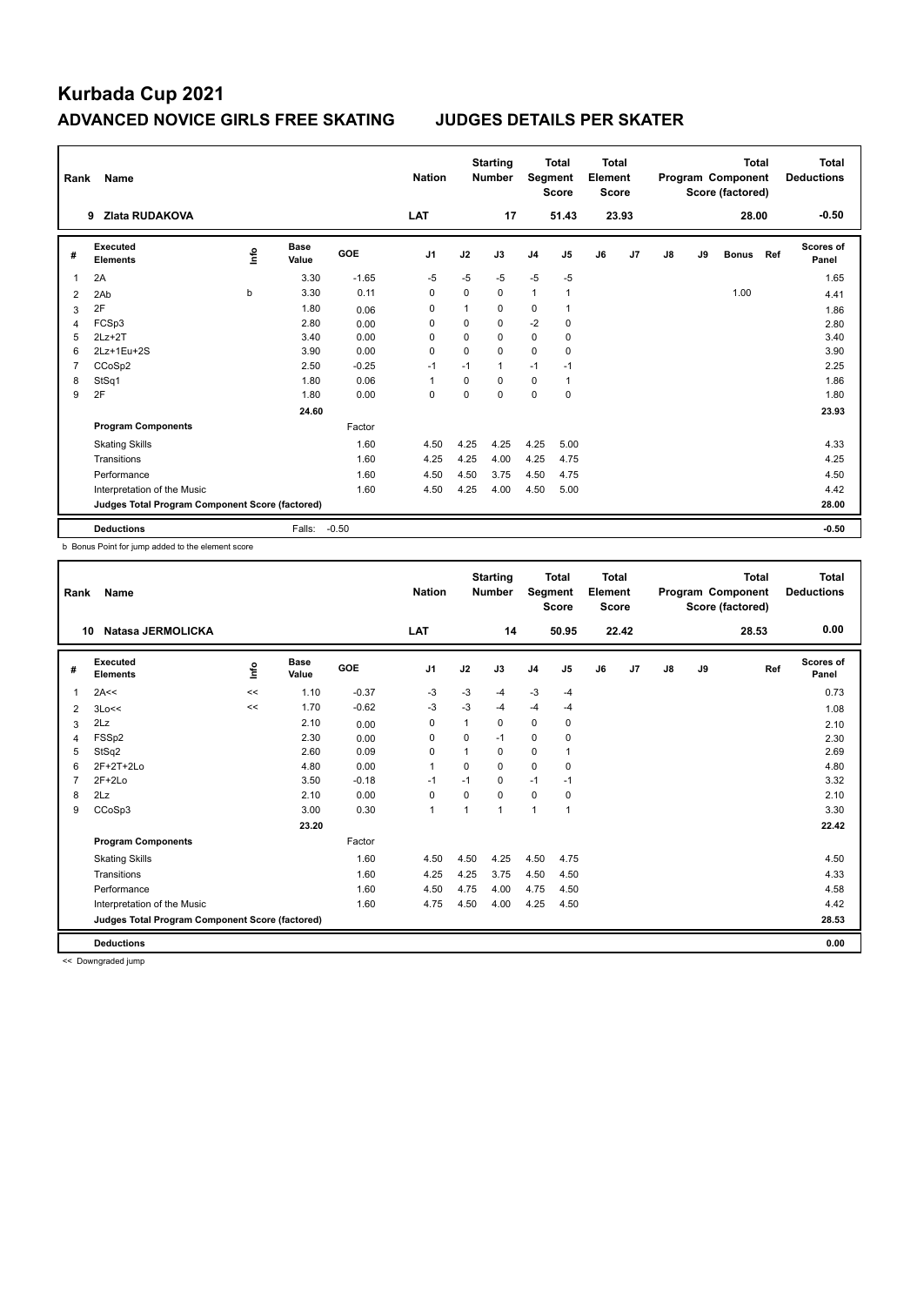# Kurbada Cup 2021

## ADVANCED NOVICE GIRLS FREE SKATING    JUDGES DETAILS PER SKATER

| Rank | Name | Nation | Starting Number | Total Segment Score | Total Element Score | Total Program Component Score (factored) | Total Deductions |
|---|---|---|---|---|---|---|---|
| 9 | Zlata RUDAKOVA | LAT | 17 | 51.43 | 23.93 | 28.00 | -0.50 |

| # | Executed Elements | Info | Base Value | GOE | J1 | J2 | J3 | J4 | J5 | J6 | J7 | J8 | J9 | Bonus | Ref | Scores of Panel |
|---|---|---|---|---|---|---|---|---|---|---|---|---|---|---|---|---|
| 1 | 2A | | 3.30 | -1.65 | -5 | -5 | -5 | -5 | -5 | | | | | | | 1.65 |
| 2 | 2Ab | b | 3.30 | 0.11 | 0 | 0 | 0 | 1 | 1 | | | | | 1.00 | | 4.41 |
| 3 | 2F | | 1.80 | 0.06 | 0 | 1 | 0 | 0 | 1 | | | | | | | 1.86 |
| 4 | FCSp3 | | 2.80 | 0.00 | 0 | 0 | 0 | -2 | 0 | | | | | | | 2.80 |
| 5 | 2Lz+2T | | 3.40 | 0.00 | 0 | 0 | 0 | 0 | 0 | | | | | | | 3.40 |
| 6 | 2Lz+1Eu+2S | | 3.90 | 0.00 | 0 | 0 | 0 | 0 | 0 | | | | | | | 3.90 |
| 7 | CCoSp2 | | 2.50 | -0.25 | -1 | -1 | 1 | -1 | -1 | | | | | | | 2.25 |
| 8 | StSq1 | | 1.80 | 0.06 | 1 | 0 | 0 | 0 | 1 | | | | | | | 1.86 |
| 9 | 2F | | 1.80 | 0.00 | 0 | 0 | 0 | 0 | 0 | | | | | | | 1.80 |
| | | | 24.60 | | | | | | | | | | | | | 23.93 |
| | **Program Components** | | | Factor | | | | | | | | | | | | |
| | Skating Skills | | | 1.60 | 4.50 | 4.25 | 4.25 | 4.25 | 5.00 | | | | | | | 4.33 |
| | Transitions | | | 1.60 | 4.25 | 4.25 | 4.00 | 4.25 | 4.75 | | | | | | | 4.25 |
| | Performance | | | 1.60 | 4.50 | 4.50 | 3.75 | 4.50 | 4.75 | | | | | | | 4.50 |
| | Interpretation of the Music | | | 1.60 | 4.50 | 4.25 | 4.00 | 4.50 | 5.00 | | | | | | | 4.42 |
| | **Judges Total Program Component Score (factored)** | | | | | | | | | | | | | | | 28.00 |
| | **Deductions** | | Falls: | -0.50 | | | | | | | | | | | | -0.50 |

b Bonus Point for jump added to the element score

| Rank | Name | Nation | Starting Number | Total Segment Score | Total Element Score | Total Program Component Score (factored) | Total Deductions |
|---|---|---|---|---|---|---|---|
| 10 | Natasa JERMOLICKA | LAT | 14 | 50.95 | 22.42 | 28.53 | 0.00 |

| # | Executed Elements | Info | Base Value | GOE | J1 | J2 | J3 | J4 | J5 | J6 | J7 | J8 | J9 | Ref | Scores of Panel |
|---|---|---|---|---|---|---|---|---|---|---|---|---|---|---|---|
| 1 | 2A<< | << | 1.10 | -0.37 | -3 | -3 | -4 | -3 | -4 | | | | | | 0.73 |
| 2 | 3Lo<< | << | 1.70 | -0.62 | -3 | -3 | -4 | -4 | -4 | | | | | | 1.08 |
| 3 | 2Lz | | 2.10 | 0.00 | 0 | 1 | 0 | 0 | 0 | | | | | | 2.10 |
| 4 | FSSp2 | | 2.30 | 0.00 | 0 | 0 | -1 | 0 | 0 | | | | | | 2.30 |
| 5 | StSq2 | | 2.60 | 0.09 | 0 | 1 | 0 | 0 | 1 | | | | | | 2.69 |
| 6 | 2F+2T+2Lo | | 4.80 | 0.00 | 1 | 0 | 0 | 0 | 0 | | | | | | 4.80 |
| 7 | 2F+2Lo | | 3.50 | -0.18 | -1 | -1 | 0 | -1 | -1 | | | | | | 3.32 |
| 8 | 2Lz | | 2.10 | 0.00 | 0 | 0 | 0 | 0 | 0 | | | | | | 2.10 |
| 9 | CCoSp3 | | 3.00 | 0.30 | 1 | 1 | 1 | 1 | 1 | | | | | | 3.30 |
| | | | 23.20 | | | | | | | | | | | | 22.42 |
| | **Program Components** | | | Factor | | | | | | | | | | | |
| | Skating Skills | | | 1.60 | 4.50 | 4.50 | 4.25 | 4.50 | 4.75 | | | | | | 4.50 |
| | Transitions | | | 1.60 | 4.25 | 4.25 | 3.75 | 4.50 | 4.50 | | | | | | 4.33 |
| | Performance | | | 1.60 | 4.50 | 4.75 | 4.00 | 4.75 | 4.50 | | | | | | 4.58 |
| | Interpretation of the Music | | | 1.60 | 4.75 | 4.50 | 4.00 | 4.25 | 4.50 | | | | | | 4.42 |
| | **Judges Total Program Component Score (factored)** | | | | | | | | | | | | | | 28.53 |
| | **Deductions** | | | | | | | | | | | | | | 0.00 |

<< Downgraded jump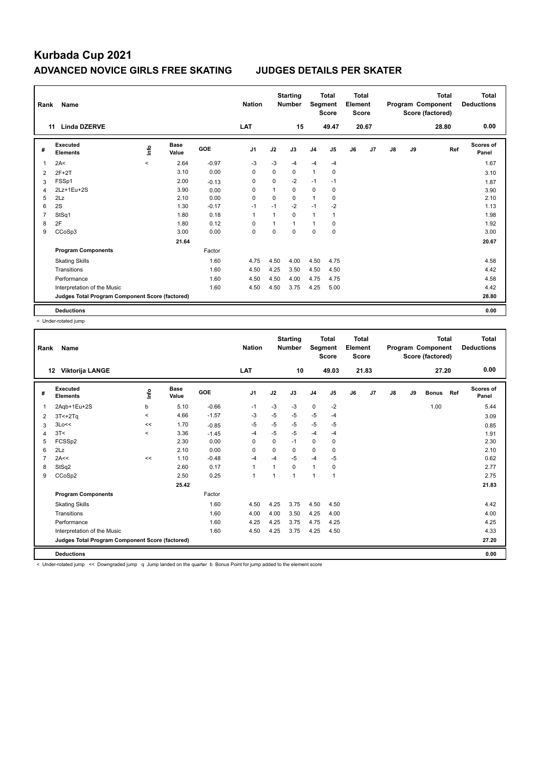# Kurbada Cup 2021

## ADVANCED NOVICE GIRLS FREE SKATING JUDGES DETAILS PER SKATER

| Rank | Name | Nation | Starting Number | Total Segment Score | Total Element Score | Total Program Component Score (factored) | Total Deductions |
|---|---|---|---|---|---|---|---|
| 11 | Linda DZERVE | LAT | 15 | 49.47 | 20.67 | 28.80 | 0.00 |

| # | Executed Elements | Info | Base Value | GOE | J1 | J2 | J3 | J4 | J5 | J6 | J7 | J8 | J9 | Ref | Scores of Panel |
|---|---|---|---|---|---|---|---|---|---|---|---|---|---|---|---|
| 1 | 2A< | < | 2.64 | -0.97 | -3 | -3 | -4 | -4 | -4 | | | | | | 1.67 |
| 2 | 2F+2T | | 3.10 | 0.00 | 0 | 0 | 0 | 1 | 0 | | | | | | 3.10 |
| 3 | FSSp1 | | 2.00 | -0.13 | 0 | 0 | -2 | -1 | -1 | | | | | | 1.87 |
| 4 | 2Lz+1Eu+2S | | 3.90 | 0.00 | 0 | 1 | 0 | 0 | 0 | | | | | | 3.90 |
| 5 | 2Lz | | 2.10 | 0.00 | 0 | 0 | 0 | 1 | 0 | | | | | | 2.10 |
| 6 | 2S | | 1.30 | -0.17 | -1 | -1 | -2 | -1 | -2 | | | | | | 1.13 |
| 7 | StSq1 | | 1.80 | 0.18 | 1 | 1 | 0 | 1 | 1 | | | | | | 1.98 |
| 8 | 2F | | 1.80 | 0.12 | 0 | 1 | 1 | 1 | 0 | | | | | | 1.92 |
| 9 | CCoSp3 | | 3.00 | 0.00 | 0 | 0 | 0 | 0 | 0 | | | | | | 3.00 |
| | | | 21.64 | | | | | | | | | | | | 20.67 |
| | **Program Components** | | | Factor | | | | | | | | | | | |
| | Skating Skills | | | 1.60 | 4.75 | 4.50 | 4.00 | 4.50 | 4.75 | | | | | | 4.58 |
| | Transitions | | | 1.60 | 4.50 | 4.25 | 3.50 | 4.50 | 4.50 | | | | | | 4.42 |
| | Performance | | | 1.60 | 4.50 | 4.50 | 4.00 | 4.75 | 4.75 | | | | | | 4.58 |
| | Interpretation of the Music | | | 1.60 | 4.50 | 4.50 | 3.75 | 4.25 | 5.00 | | | | | | 4.42 |
| | **Judges Total Program Component Score (factored)** | | | | | | | | | | | | | | 28.80 |
| | **Deductions** | | | | | | | | | | | | | | 0.00 |

< Under-rotated jump

| Rank | Name | Nation | Starting Number | Total Segment Score | Total Element Score | Total Program Component Score (factored) | Total Deductions |
|---|---|---|---|---|---|---|---|
| 12 | Viktorija LANGE | LAT | 10 | 49.03 | 21.83 | 27.20 | 0.00 |

| # | Executed Elements | Info | Base Value | GOE | J1 | J2 | J3 | J4 | J5 | J6 | J7 | J8 | J9 | Bonus | Ref | Scores of Panel |
|---|---|---|---|---|---|---|---|---|---|---|---|---|---|---|---|---|
| 1 | 2Aqb+1Eu+2S | b | 5.10 | -0.66 | -1 | -3 | -3 | 0 | -2 | | | | | 1.00 | | 5.44 |
| 2 | 3T<+2Tq | < | 4.66 | -1.57 | -3 | -5 | -5 | -5 | -4 | | | | | | | 3.09 |
| 3 | 3Lo<< | << | 1.70 | -0.85 | -5 | -5 | -5 | -5 | -5 | | | | | | | 0.85 |
| 4 | 3T< | < | 3.36 | -1.45 | -4 | -5 | -5 | -4 | -4 | | | | | | | 1.91 |
| 5 | FCSSp2 | | 2.30 | 0.00 | 0 | 0 | -1 | 0 | 0 | | | | | | | 2.30 |
| 6 | 2Lz | | 2.10 | 0.00 | 0 | 0 | 0 | 0 | 0 | | | | | | | 2.10 |
| 7 | 2A<< | << | 1.10 | -0.48 | -4 | -4 | -5 | -4 | -5 | | | | | | | 0.62 |
| 8 | StSq2 | | 2.60 | 0.17 | 1 | 1 | 0 | 1 | 0 | | | | | | | 2.77 |
| 9 | CCoSp2 | | 2.50 | 0.25 | 1 | 1 | 1 | 1 | 1 | | | | | | | 2.75 |
| | | | 25.42 | | | | | | | | | | | | | 21.83 |
| | **Program Components** | | | Factor | | | | | | | | | | | | |
| | Skating Skills | | | 1.60 | 4.50 | 4.25 | 3.75 | 4.50 | 4.50 | | | | | | | 4.42 |
| | Transitions | | | 1.60 | 4.00 | 4.00 | 3.50 | 4.25 | 4.00 | | | | | | | 4.00 |
| | Performance | | | 1.60 | 4.25 | 4.25 | 3.75 | 4.75 | 4.25 | | | | | | | 4.25 |
| | Interpretation of the Music | | | 1.60 | 4.50 | 4.25 | 3.75 | 4.25 | 4.50 | | | | | | | 4.33 |
| | **Judges Total Program Component Score (factored)** | | | | | | | | | | | | | | | 27.20 |
| | **Deductions** | | | | | | | | | | | | | | | 0.00 |

< Under-rotated jump << Downgraded jump q Jump landed on the quarter b Bonus Point for jump added to the element score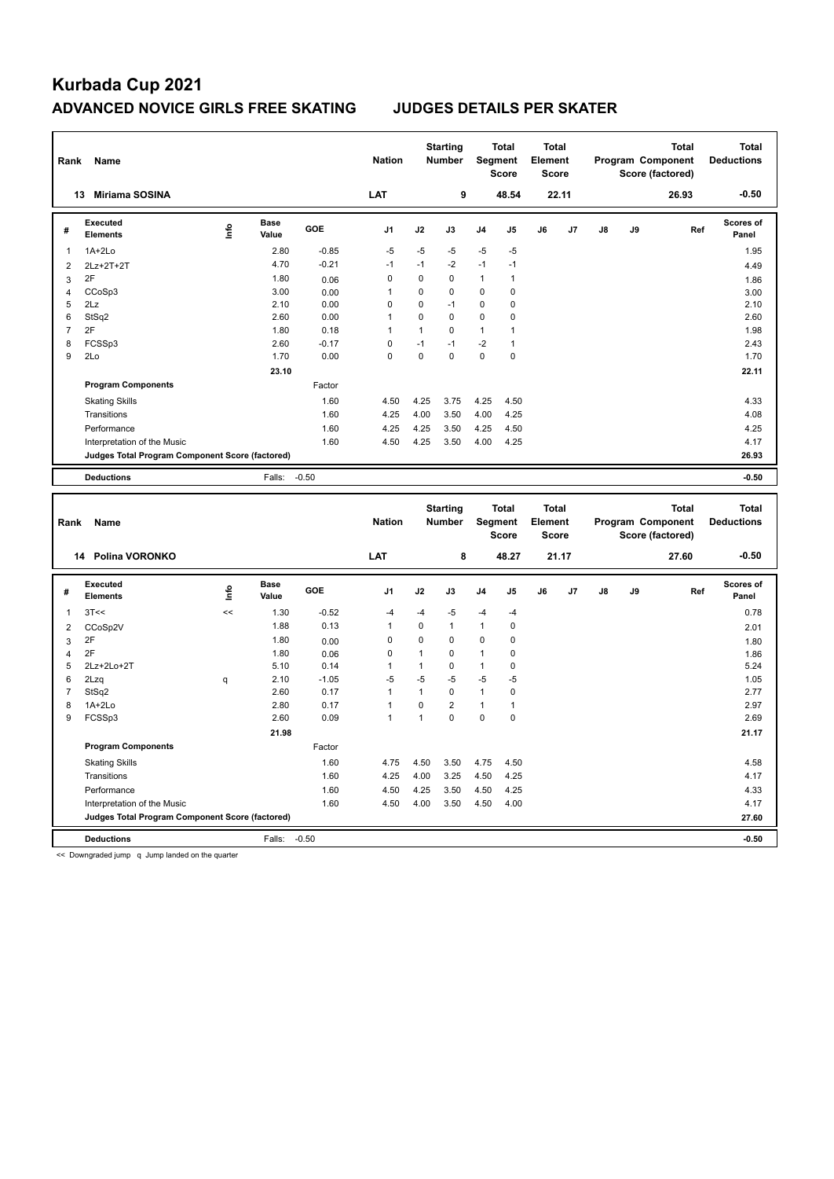# Kurbada Cup 2021

## ADVANCED NOVICE GIRLS FREE SKATING JUDGES DETAILS PER SKATER

| Rank | Name | Nation | Starting Number | Total Segment Score | Total Element Score | Total Program Component Score (factored) | Total Deductions |
|---|---|---|---|---|---|---|---|
| 13 | Miriama SOSINA | LAT | 9 | 48.54 | 22.11 | 26.93 | -0.50 |

| # | Executed Elements | Info | Base Value | GOE | J1 | J2 | J3 | J4 | J5 | J6 | J7 | J8 | J9 | Ref | Scores of Panel |
|---|---|---|---|---|---|---|---|---|---|---|---|---|---|---|---|
| 1 | 1A+2Lo | | 2.80 | -0.85 | -5 | -5 | -5 | -5 | -5 | | | | | | 1.95 |
| 2 | 2Lz+2T+2T | | 4.70 | -0.21 | -1 | -1 | -2 | -1 | -1 | | | | | | 4.49 |
| 3 | 2F | | 1.80 | 0.06 | 0 | 0 | 0 | 1 | 1 | | | | | | 1.86 |
| 4 | CCoSp3 | | 3.00 | 0.00 | 1 | 0 | 0 | 0 | 0 | | | | | | 3.00 |
| 5 | 2Lz | | 2.10 | 0.00 | 0 | 0 | -1 | 0 | 0 | | | | | | 2.10 |
| 6 | StSq2 | | 2.60 | 0.00 | 1 | 0 | 0 | 0 | 0 | | | | | | 2.60 |
| 7 | 2F | | 1.80 | 0.18 | 1 | 1 | 0 | 1 | 1 | | | | | | 1.98 |
| 8 | FCSSp3 | | 2.60 | -0.17 | 0 | -1 | -1 | -2 | 1 | | | | | | 2.43 |
| 9 | 2Lo | | 1.70 | 0.00 | 0 | 0 | 0 | 0 | 0 | | | | | | 1.70 |
| | | | 23.10 | | | | | | | | | | | | 22.11 |
| | **Program Components** | | | Factor | | | | | | | | | | | |
| | Skating Skills | | | 1.60 | 4.50 | 4.25 | 3.75 | 4.25 | 4.50 | | | | | | 4.33 |
| | Transitions | | | 1.60 | 4.25 | 4.00 | 3.50 | 4.00 | 4.25 | | | | | | 4.08 |
| | Performance | | | 1.60 | 4.25 | 4.25 | 3.50 | 4.25 | 4.50 | | | | | | 4.25 |
| | Interpretation of the Music | | | 1.60 | 4.50 | 4.25 | 3.50 | 4.00 | 4.25 | | | | | | 4.17 |
| | **Judges Total Program Component Score (factored)** | | | | | | | | | | | | | | 26.93 |
| | **Deductions** | | Falls: | -0.50 | | | | | | | | | | | -0.50 |

| Rank | Name | Nation | Starting Number | Total Segment Score | Total Element Score | Total Program Component Score (factored) | Total Deductions |
|---|---|---|---|---|---|---|---|
| 14 | Polina VORONKO | LAT | 8 | 48.27 | 21.17 | 27.60 | -0.50 |

| # | Executed Elements | Info | Base Value | GOE | J1 | J2 | J3 | J4 | J5 | J6 | J7 | J8 | J9 | Ref | Scores of Panel |
|---|---|---|---|---|---|---|---|---|---|---|---|---|---|---|---|
| 1 | 3T<< | << | 1.30 | -0.52 | -4 | -4 | -5 | -4 | -4 | | | | | | 0.78 |
| 2 | CCoSp2V | | 1.88 | 0.13 | 1 | 0 | 1 | 1 | 0 | | | | | | 2.01 |
| 3 | 2F | | 1.80 | 0.00 | 0 | 0 | 0 | 0 | 0 | | | | | | 1.80 |
| 4 | 2F | | 1.80 | 0.06 | 0 | 1 | 0 | 1 | 0 | | | | | | 1.86 |
| 5 | 2Lz+2Lo+2T | | 5.10 | 0.14 | 1 | 1 | 0 | 1 | 0 | | | | | | 5.24 |
| 6 | 2Lzq | q | 2.10 | -1.05 | -5 | -5 | -5 | -5 | -5 | | | | | | 1.05 |
| 7 | StSq2 | | 2.60 | 0.17 | 1 | 1 | 0 | 1 | 0 | | | | | | 2.77 |
| 8 | 1A+2Lo | | 2.80 | 0.17 | 1 | 0 | 2 | 1 | 1 | | | | | | 2.97 |
| 9 | FCSSp3 | | 2.60 | 0.09 | 1 | 1 | 0 | 0 | 0 | | | | | | 2.69 |
| | | | 21.98 | | | | | | | | | | | | 21.17 |
| | **Program Components** | | | Factor | | | | | | | | | | | |
| | Skating Skills | | | 1.60 | 4.75 | 4.50 | 3.50 | 4.75 | 4.50 | | | | | | 4.58 |
| | Transitions | | | 1.60 | 4.25 | 4.00 | 3.25 | 4.50 | 4.25 | | | | | | 4.17 |
| | Performance | | | 1.60 | 4.50 | 4.25 | 3.50 | 4.50 | 4.25 | | | | | | 4.33 |
| | Interpretation of the Music | | | 1.60 | 4.50 | 4.00 | 3.50 | 4.50 | 4.00 | | | | | | 4.17 |
| | **Judges Total Program Component Score (factored)** | | | | | | | | | | | | | | 27.60 |
| | **Deductions** | | Falls: | -0.50 | | | | | | | | | | | -0.50 |

<< Downgraded jump q Jump landed on the quarter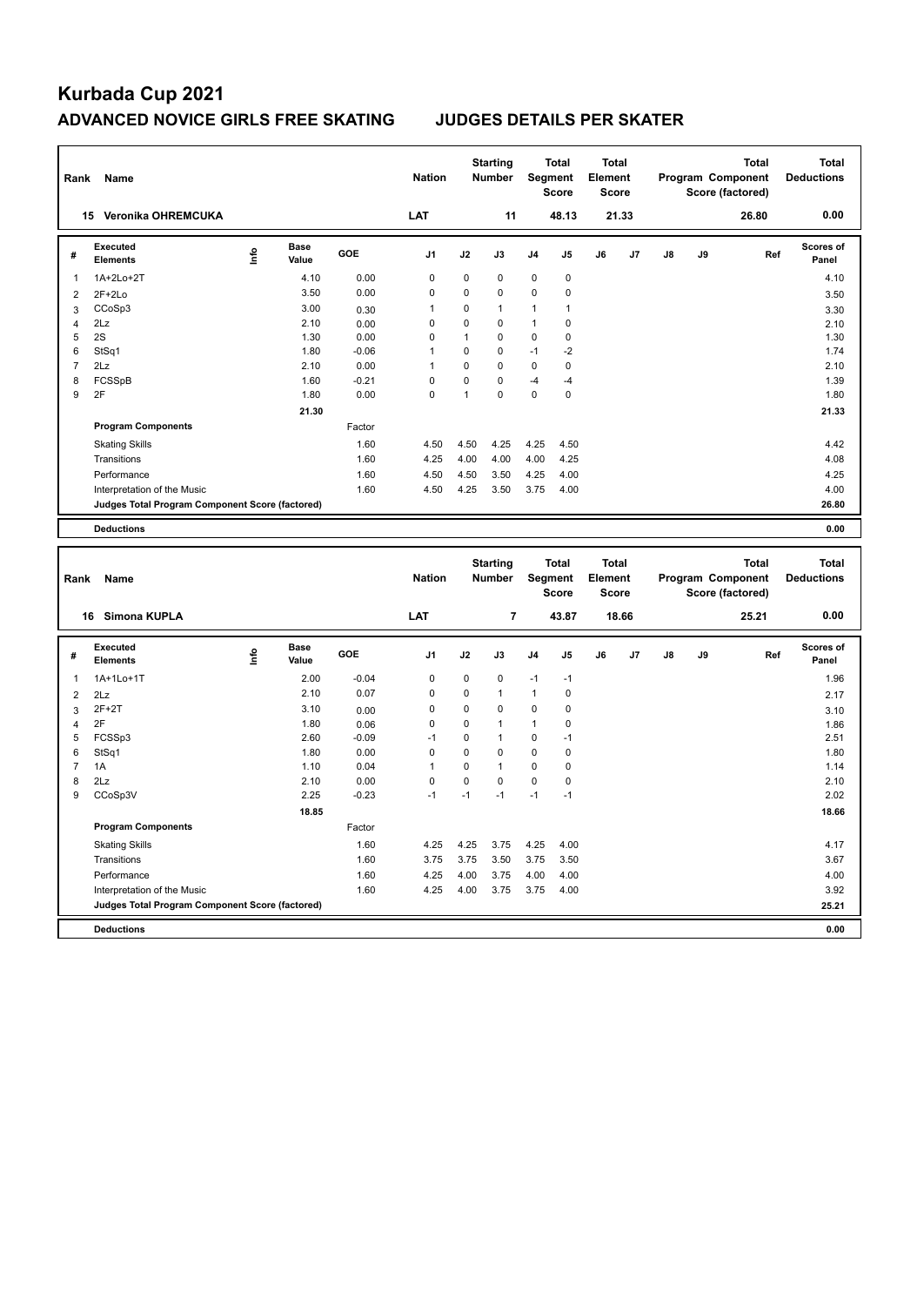# Kurbada Cup 2021

## ADVANCED NOVICE GIRLS FREE SKATING JUDGES DETAILS PER SKATER

| Rank | Name | Nation | Starting Number | Total Segment Score | Total Element Score | Total Program Component Score (factored) | Total Deductions |
|---|---|---|---|---|---|---|---|
| 15 | Veronika OHREMCUKA | LAT | 11 | 48.13 | 21.33 | 26.80 | 0.00 |

| # | Executed Elements | Info | Base Value | GOE | J1 | J2 | J3 | J4 | J5 | J6 | J7 | J8 | J9 | Ref | Scores of Panel |
|---|---|---|---|---|---|---|---|---|---|---|---|---|---|---|---|
| 1 | 1A+2Lo+2T | | 4.10 | 0.00 | 0 | 0 | 0 | 0 | 0 | | | | | | 4.10 |
| 2 | 2F+2Lo | | 3.50 | 0.00 | 0 | 0 | 0 | 0 | 0 | | | | | | 3.50 |
| 3 | CCoSp3 | | 3.00 | 0.30 | 1 | 0 | 1 | 1 | 1 | | | | | | 3.30 |
| 4 | 2Lz | | 2.10 | 0.00 | 0 | 0 | 0 | 1 | 0 | | | | | | 2.10 |
| 5 | 2S | | 1.30 | 0.00 | 0 | 1 | 0 | 0 | 0 | | | | | | 1.30 |
| 6 | StSq1 | | 1.80 | -0.06 | 1 | 0 | 0 | -1 | -2 | | | | | | 1.74 |
| 7 | 2Lz | | 2.10 | 0.00 | 1 | 0 | 0 | 0 | 0 | | | | | | 2.10 |
| 8 | FCSSpB | | 1.60 | -0.21 | 0 | 0 | 0 | -4 | -4 | | | | | | 1.39 |
| 9 | 2F | | 1.80 | 0.00 | 0 | 1 | 0 | 0 | 0 | | | | | | 1.80 |
| | | | 21.30 | | | | | | | | | | | | 21.33 |
| | **Program Components** | | | Factor | | | | | | | | | | | |
| | Skating Skills | | | 1.60 | 4.50 | 4.50 | 4.25 | 4.25 | 4.50 | | | | | | 4.42 |
| | Transitions | | | 1.60 | 4.25 | 4.00 | 4.00 | 4.00 | 4.25 | | | | | | 4.08 |
| | Performance | | | 1.60 | 4.50 | 4.50 | 3.50 | 4.25 | 4.00 | | | | | | 4.25 |
| | Interpretation of the Music | | | 1.60 | 4.50 | 4.25 | 3.50 | 3.75 | 4.00 | | | | | | 4.00 |
| | **Judges Total Program Component Score (factored)** | | | | | | | | | | | | | | 26.80 |
| | **Deductions** | | | | | | | | | | | | | | 0.00 |

| Rank | Name | Nation | Starting Number | Total Segment Score | Total Element Score | Total Program Component Score (factored) | Total Deductions |
|---|---|---|---|---|---|---|---|
| 16 | Simona KUPLA | LAT | 7 | 43.87 | 18.66 | 25.21 | 0.00 |

| # | Executed Elements | Info | Base Value | GOE | J1 | J2 | J3 | J4 | J5 | J6 | J7 | J8 | J9 | Ref | Scores of Panel |
|---|---|---|---|---|---|---|---|---|---|---|---|---|---|---|---|
| 1 | 1A+1Lo+1T | | 2.00 | -0.04 | 0 | 0 | 0 | -1 | -1 | | | | | | 1.96 |
| 2 | 2Lz | | 2.10 | 0.07 | 0 | 0 | 1 | 1 | 0 | | | | | | 2.17 |
| 3 | 2F+2T | | 3.10 | 0.00 | 0 | 0 | 0 | 0 | 0 | | | | | | 3.10 |
| 4 | 2F | | 1.80 | 0.06 | 0 | 0 | 1 | 1 | 0 | | | | | | 1.86 |
| 5 | FCSSp3 | | 2.60 | -0.09 | -1 | 0 | 1 | 0 | -1 | | | | | | 2.51 |
| 6 | StSq1 | | 1.80 | 0.00 | 0 | 0 | 0 | 0 | 0 | | | | | | 1.80 |
| 7 | 1A | | 1.10 | 0.04 | 1 | 0 | 1 | 0 | 0 | | | | | | 1.14 |
| 8 | 2Lz | | 2.10 | 0.00 | 0 | 0 | 0 | 0 | 0 | | | | | | 2.10 |
| 9 | CCoSp3V | | 2.25 | -0.23 | -1 | -1 | -1 | -1 | -1 | | | | | | 2.02 |
| | | | 18.85 | | | | | | | | | | | | 18.66 |
| | **Program Components** | | | Factor | | | | | | | | | | | |
| | Skating Skills | | | 1.60 | 4.25 | 4.25 | 3.75 | 4.25 | 4.00 | | | | | | 4.17 |
| | Transitions | | | 1.60 | 3.75 | 3.75 | 3.50 | 3.75 | 3.50 | | | | | | 3.67 |
| | Performance | | | 1.60 | 4.25 | 4.00 | 3.75 | 4.00 | 4.00 | | | | | | 4.00 |
| | Interpretation of the Music | | | 1.60 | 4.25 | 4.00 | 3.75 | 3.75 | 4.00 | | | | | | 3.92 |
| | **Judges Total Program Component Score (factored)** | | | | | | | | | | | | | | 25.21 |
| | **Deductions** | | | | | | | | | | | | | | 0.00 |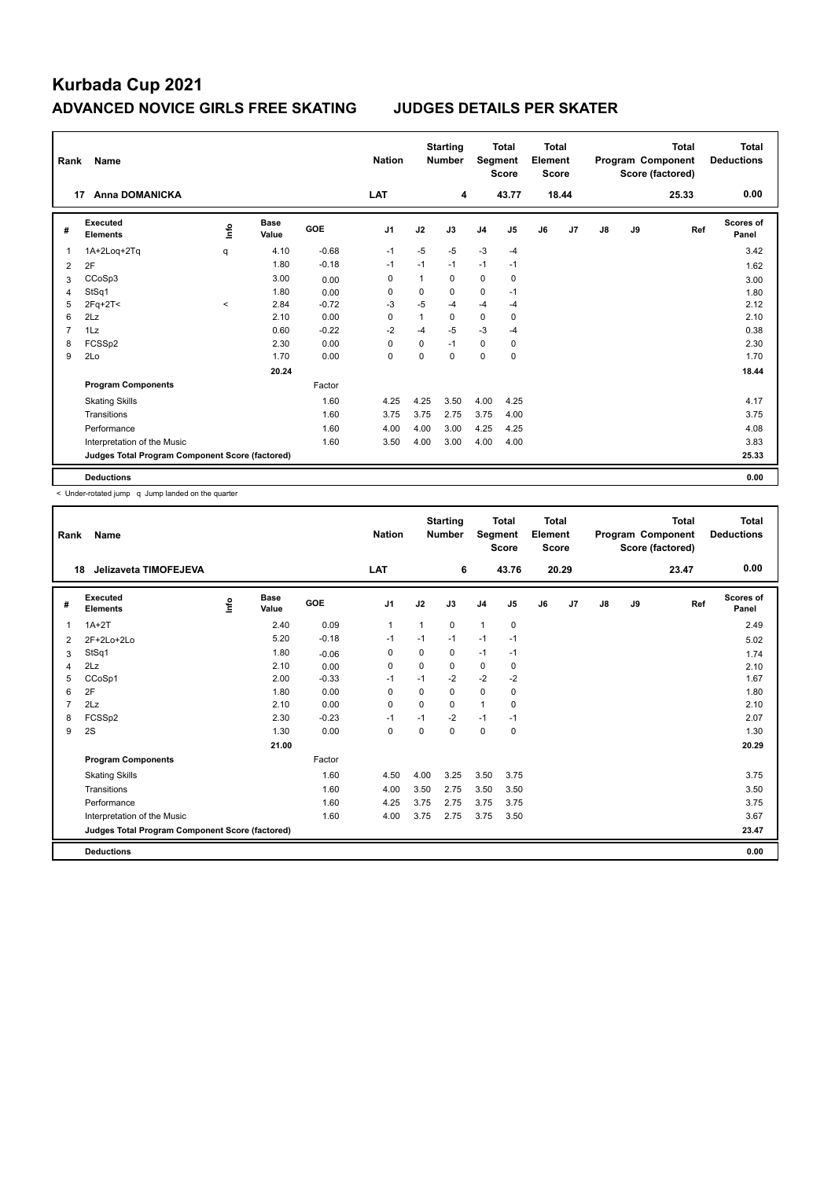# Kurbada Cup 2021

## ADVANCED NOVICE GIRLS FREE SKATING JUDGES DETAILS PER SKATER

| Rank | Name | Nation | Starting Number | Total Segment Score | Total Element Score | Total Program Component Score (factored) | Total Deductions |
|---|---|---|---|---|---|---|---|
| 17 | Anna DOMANICKA | LAT | 4 | 43.77 | 18.44 | 25.33 | 0.00 |

| # | Executed Elements | Info | Base Value | GOE | J1 | J2 | J3 | J4 | J5 | J6 | J7 | J8 | J9 | Ref | Scores of Panel |
|---|---|---|---|---|---|---|---|---|---|---|---|---|---|---|---|
| 1 | 1A+2Loq+2Tq | q | 4.10 | -0.68 | -1 | -5 | -5 | -3 | -4 | | | | | | 3.42 |
| 2 | 2F | | 1.80 | -0.18 | -1 | -1 | -1 | -1 | -1 | | | | | | 1.62 |
| 3 | CCoSp3 | | 3.00 | 0.00 | 0 | 1 | 0 | 0 | 0 | | | | | | 3.00 |
| 4 | StSq1 | | 1.80 | 0.00 | 0 | 0 | 0 | 0 | -1 | | | | | | 1.80 |
| 5 | 2Fq+2T< | < | 2.84 | -0.72 | -3 | -5 | -4 | -4 | -4 | | | | | | 2.12 |
| 6 | 2Lz | | 2.10 | 0.00 | 0 | 1 | 0 | 0 | 0 | | | | | | 2.10 |
| 7 | 1Lz | | 0.60 | -0.22 | -2 | -4 | -5 | -3 | -4 | | | | | | 0.38 |
| 8 | FCSSp2 | | 2.30 | 0.00 | 0 | 0 | -1 | 0 | 0 | | | | | | 2.30 |
| 9 | 2Lo | | 1.70 | 0.00 | 0 | 0 | 0 | 0 | 0 | | | | | | 1.70 |
| | | | 20.24 | | | | | | | | | | | | 18.44 |
| | **Program Components** | | | Factor | | | | | | | | | | | |
| | Skating Skills | | | 1.60 | 4.25 | 4.25 | 3.50 | 4.00 | 4.25 | | | | | | 4.17 |
| | Transitions | | | 1.60 | 3.75 | 3.75 | 2.75 | 3.75 | 4.00 | | | | | | 3.75 |
| | Performance | | | 1.60 | 4.00 | 4.00 | 3.00 | 4.25 | 4.25 | | | | | | 4.08 |
| | Interpretation of the Music | | | 1.60 | 3.50 | 4.00 | 3.00 | 4.00 | 4.00 | | | | | | 3.83 |
| | **Judges Total Program Component Score (factored)** | | | | | | | | | | | | | | 25.33 |
| | **Deductions** | | | | | | | | | | | | | | 0.00 |

< Under-rotated jump q Jump landed on the quarter

| Rank | Name | Nation | Starting Number | Total Segment Score | Total Element Score | Total Program Component Score (factored) | Total Deductions |
|---|---|---|---|---|---|---|---|
| 18 | Jelizaveta TIMOFEJEVA | LAT | 6 | 43.76 | 20.29 | 23.47 | 0.00 |

| # | Executed Elements | Info | Base Value | GOE | J1 | J2 | J3 | J4 | J5 | J6 | J7 | J8 | J9 | Ref | Scores of Panel |
|---|---|---|---|---|---|---|---|---|---|---|---|---|---|---|---|
| 1 | 1A+2T | | 2.40 | 0.09 | 1 | 1 | 0 | 1 | 0 | | | | | | 2.49 |
| 2 | 2F+2Lo+2Lo | | 5.20 | -0.18 | -1 | -1 | -1 | -1 | -1 | | | | | | 5.02 |
| 3 | StSq1 | | 1.80 | -0.06 | 0 | 0 | 0 | -1 | -1 | | | | | | 1.74 |
| 4 | 2Lz | | 2.10 | 0.00 | 0 | 0 | 0 | 0 | 0 | | | | | | 2.10 |
| 5 | CCoSp1 | | 2.00 | -0.33 | -1 | -1 | -2 | -2 | -2 | | | | | | 1.67 |
| 6 | 2F | | 1.80 | 0.00 | 0 | 0 | 0 | 0 | 0 | | | | | | 1.80 |
| 7 | 2Lz | | 2.10 | 0.00 | 0 | 0 | 0 | 1 | 0 | | | | | | 2.10 |
| 8 | FCSSp2 | | 2.30 | -0.23 | -1 | -1 | -2 | -1 | -1 | | | | | | 2.07 |
| 9 | 2S | | 1.30 | 0.00 | 0 | 0 | 0 | 0 | 0 | | | | | | 1.30 |
| | | | 21.00 | | | | | | | | | | | | 20.29 |
| | **Program Components** | | | Factor | | | | | | | | | | | |
| | Skating Skills | | | 1.60 | 4.50 | 4.00 | 3.25 | 3.50 | 3.75 | | | | | | 3.75 |
| | Transitions | | | 1.60 | 4.00 | 3.50 | 2.75 | 3.50 | 3.50 | | | | | | 3.50 |
| | Performance | | | 1.60 | 4.25 | 3.75 | 2.75 | 3.75 | 3.75 | | | | | | 3.75 |
| | Interpretation of the Music | | | 1.60 | 4.00 | 3.75 | 2.75 | 3.75 | 3.50 | | | | | | 3.67 |
| | **Judges Total Program Component Score (factored)** | | | | | | | | | | | | | | 23.47 |
| | **Deductions** | | | | | | | | | | | | | | 0.00 |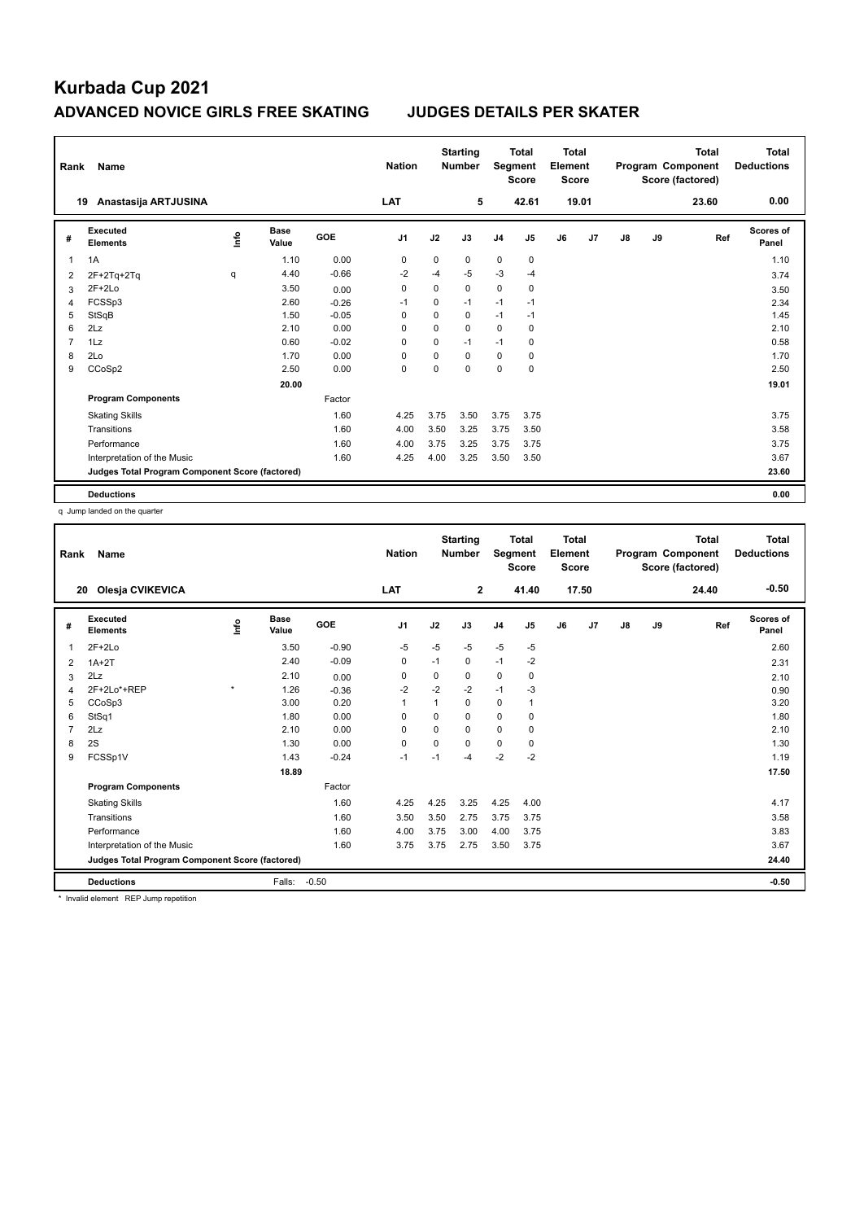# Kurbada Cup 2021

## ADVANCED NOVICE GIRLS FREE SKATING JUDGES DETAILS PER SKATER

| Rank | Name | Nation | Starting Number | Total Segment Score | Total Element Score | Total Program Component Score (factored) | Total Deductions |
|---|---|---|---|---|---|---|---|
| 19 | Anastasija ARTJUSINA | LAT | 5 | 42.61 | 19.01 | 23.60 | 0.00 |

| # | Executed Elements | Info | Base Value | GOE | J1 | J2 | J3 | J4 | J5 | J6 | J7 | J8 | J9 | Ref | Scores of Panel |
|---|---|---|---|---|---|---|---|---|---|---|---|---|---|---|---|
| 1 | 1A | | 1.10 | 0.00 | 0 | 0 | 0 | 0 | 0 | | | | | | 1.10 |
| 2 | 2F+2Tq+2Tq | q | 4.40 | -0.66 | -2 | -4 | -5 | -3 | -4 | | | | | | 3.74 |
| 3 | 2F+2Lo | | 3.50 | 0.00 | 0 | 0 | 0 | 0 | 0 | | | | | | 3.50 |
| 4 | FCSSp3 | | 2.60 | -0.26 | -1 | 0 | -1 | -1 | -1 | | | | | | 2.34 |
| 5 | StSqB | | 1.50 | -0.05 | 0 | 0 | 0 | -1 | -1 | | | | | | 1.45 |
| 6 | 2Lz | | 2.10 | 0.00 | 0 | 0 | 0 | 0 | 0 | | | | | | 2.10 |
| 7 | 1Lz | | 0.60 | -0.02 | 0 | 0 | -1 | -1 | 0 | | | | | | 0.58 |
| 8 | 2Lo | | 1.70 | 0.00 | 0 | 0 | 0 | 0 | 0 | | | | | | 1.70 |
| 9 | CCoSp2 | | 2.50 | 0.00 | 0 | 0 | 0 | 0 | 0 | | | | | | 2.50 |
| | | | 20.00 | | | | | | | | | | | | 19.01 |
| | **Program Components** | | | Factor | | | | | | | | | | | |
| | Skating Skills | | | 1.60 | 4.25 | 3.75 | 3.50 | 3.75 | 3.75 | | | | | | 3.75 |
| | Transitions | | | 1.60 | 4.00 | 3.50 | 3.25 | 3.75 | 3.50 | | | | | | 3.58 |
| | Performance | | | 1.60 | 4.00 | 3.75 | 3.25 | 3.75 | 3.75 | | | | | | 3.75 |
| | Interpretation of the Music | | | 1.60 | 4.25 | 4.00 | 3.25 | 3.50 | 3.50 | | | | | | 3.67 |
| | **Judges Total Program Component Score (factored)** | | | | | | | | | | | | | | 23.60 |
| | **Deductions** | | | | | | | | | | | | | | 0.00 |

q Jump landed on the quarter

| Rank | Name | Nation | Starting Number | Total Segment Score | Total Element Score | Total Program Component Score (factored) | Total Deductions |
|---|---|---|---|---|---|---|---|
| 20 | Olesja CVIKEVICA | LAT | 2 | 41.40 | 17.50 | 24.40 | -0.50 |

| # | Executed Elements | Info | Base Value | GOE | J1 | J2 | J3 | J4 | J5 | J6 | J7 | J8 | J9 | Ref | Scores of Panel |
|---|---|---|---|---|---|---|---|---|---|---|---|---|---|---|---|
| 1 | 2F+2Lo | | 3.50 | -0.90 | -5 | -5 | -5 | -5 | -5 | | | | | | 2.60 |
| 2 | 1A+2T | | 2.40 | -0.09 | 0 | -1 | 0 | -1 | -2 | | | | | | 2.31 |
| 3 | 2Lz | | 2.10 | 0.00 | 0 | 0 | 0 | 0 | 0 | | | | | | 2.10 |
| 4 | 2F+2Lo*+REP | * | 1.26 | -0.36 | -2 | -2 | -2 | -1 | -3 | | | | | | 0.90 |
| 5 | CCoSp3 | | 3.00 | 0.20 | 1 | 1 | 0 | 0 | 1 | | | | | | 3.20 |
| 6 | StSq1 | | 1.80 | 0.00 | 0 | 0 | 0 | 0 | 0 | | | | | | 1.80 |
| 7 | 2Lz | | 2.10 | 0.00 | 0 | 0 | 0 | 0 | 0 | | | | | | 2.10 |
| 8 | 2S | | 1.30 | 0.00 | 0 | 0 | 0 | 0 | 0 | | | | | | 1.30 |
| 9 | FCSSp1V | | 1.43 | -0.24 | -1 | -1 | -4 | -2 | -2 | | | | | | 1.19 |
| | | | 18.89 | | | | | | | | | | | | 17.50 |
| | **Program Components** | | | Factor | | | | | | | | | | | |
| | Skating Skills | | | 1.60 | 4.25 | 4.25 | 3.25 | 4.25 | 4.00 | | | | | | 4.17 |
| | Transitions | | | 1.60 | 3.50 | 3.50 | 2.75 | 3.75 | 3.75 | | | | | | 3.58 |
| | Performance | | | 1.60 | 4.00 | 3.75 | 3.00 | 4.00 | 3.75 | | | | | | 3.83 |
| | Interpretation of the Music | | | 1.60 | 3.75 | 3.75 | 2.75 | 3.50 | 3.75 | | | | | | 3.67 |
| | **Judges Total Program Component Score (factored)** | | | | | | | | | | | | | | 24.40 |
| | **Deductions** | | Falls: | -0.50 | | | | | | | | | | | -0.50 |

* Invalid element REP Jump repetition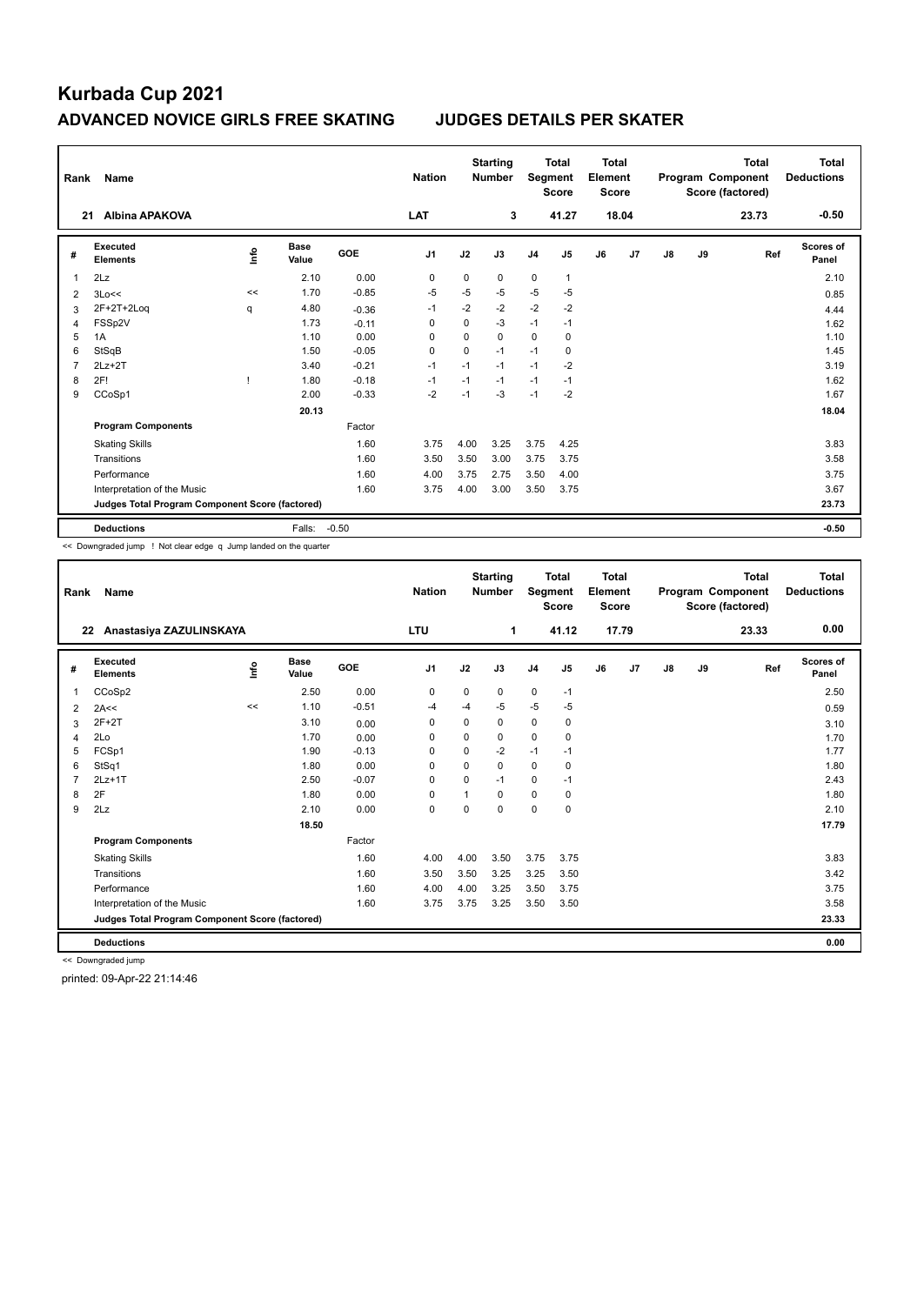# Kurbada Cup 2021

## ADVANCED NOVICE GIRLS FREE SKATING JUDGES DETAILS PER SKATER

| Rank | Name | Nation | Starting Number | Total Segment Score | Total Element Score | Total Program Component Score (factored) | Total Deductions |
|---|---|---|---|---|---|---|---|
| 21 | Albina APAKOVA | LAT | 3 | 41.27 | 18.04 | 23.73 | -0.50 |

| # | Executed Elements | Info | Base Value | GOE | J1 | J2 | J3 | J4 | J5 | J6 | J7 | J8 | J9 | Ref | Scores of Panel |
|---|---|---|---|---|---|---|---|---|---|---|---|---|---|---|---|
| 1 | 2Lz | | 2.10 | 0.00 | 0 | 0 | 0 | 0 | 1 | | | | | | 2.10 |
| 2 | 3Lo<< | << | 1.70 | -0.85 | -5 | -5 | -5 | -5 | -5 | | | | | | 0.85 |
| 3 | 2F+2T+2Loq | q | 4.80 | -0.36 | -1 | -2 | -2 | -2 | -2 | | | | | | 4.44 |
| 4 | FSSp2V | | 1.73 | -0.11 | 0 | 0 | -3 | -1 | -1 | | | | | | 1.62 |
| 5 | 1A | | 1.10 | 0.00 | 0 | 0 | 0 | 0 | 0 | | | | | | 1.10 |
| 6 | StSqB | | 1.50 | -0.05 | 0 | 0 | -1 | -1 | 0 | | | | | | 1.45 |
| 7 | 2Lz+2T | | 3.40 | -0.21 | -1 | -1 | -1 | -1 | -2 | | | | | | 3.19 |
| 8 | 2F! | ! | 1.80 | -0.18 | -1 | -1 | -1 | -1 | -1 | | | | | | 1.62 |
| 9 | CCoSp1 | | 2.00 | -0.33 | -2 | -1 | -3 | -1 | -2 | | | | | | 1.67 |
| | | | 20.13 | | | | | | | | | | | | 18.04 |
| | **Program Components** | | | Factor | | | | | | | | | | | |
| | Skating Skills | | | 1.60 | 3.75 | 4.00 | 3.25 | 3.75 | 4.25 | | | | | | 3.83 |
| | Transitions | | | 1.60 | 3.50 | 3.50 | 3.00 | 3.75 | 3.75 | | | | | | 3.58 |
| | Performance | | | 1.60 | 4.00 | 3.75 | 2.75 | 3.50 | 4.00 | | | | | | 3.75 |
| | Interpretation of the Music | | | 1.60 | 3.75 | 4.00 | 3.00 | 3.50 | 3.75 | | | | | | 3.67 |
| | **Judges Total Program Component Score (factored)** | | | | | | | | | | | | | | 23.73 |
| | **Deductions** | | Falls: | -0.50 | | | | | | | | | | | -0.50 |

<< Downgraded jump ! Not clear edge q Jump landed on the quarter

| Rank | Name | Nation | Starting Number | Total Segment Score | Total Element Score | Total Program Component Score (factored) | Total Deductions |
|---|---|---|---|---|---|---|---|
| 22 | Anastasiya ZAZULINSKAYA | LTU | 1 | 41.12 | 17.79 | 23.33 | 0.00 |

| # | Executed Elements | Info | Base Value | GOE | J1 | J2 | J3 | J4 | J5 | J6 | J7 | J8 | J9 | Ref | Scores of Panel |
|---|---|---|---|---|---|---|---|---|---|---|---|---|---|---|---|
| 1 | CCoSp2 | | 2.50 | 0.00 | 0 | 0 | 0 | 0 | -1 | | | | | | 2.50 |
| 2 | 2A<< | << | 1.10 | -0.51 | -4 | -4 | -5 | -5 | -5 | | | | | | 0.59 |
| 3 | 2F+2T | | 3.10 | 0.00 | 0 | 0 | 0 | 0 | 0 | | | | | | 3.10 |
| 4 | 2Lo | | 1.70 | 0.00 | 0 | 0 | 0 | 0 | 0 | | | | | | 1.70 |
| 5 | FCSp1 | | 1.90 | -0.13 | 0 | 0 | -2 | -1 | -1 | | | | | | 1.77 |
| 6 | StSq1 | | 1.80 | 0.00 | 0 | 0 | 0 | 0 | 0 | | | | | | 1.80 |
| 7 | 2Lz+1T | | 2.50 | -0.07 | 0 | 0 | -1 | 0 | -1 | | | | | | 2.43 |
| 8 | 2F | | 1.80 | 0.00 | 0 | 1 | 0 | 0 | 0 | | | | | | 1.80 |
| 9 | 2Lz | | 2.10 | 0.00 | 0 | 0 | 0 | 0 | 0 | | | | | | 2.10 |
| | | | 18.50 | | | | | | | | | | | | 17.79 |
| | **Program Components** | | | Factor | | | | | | | | | | | |
| | Skating Skills | | | 1.60 | 4.00 | 4.00 | 3.50 | 3.75 | 3.75 | | | | | | 3.83 |
| | Transitions | | | 1.60 | 3.50 | 3.50 | 3.25 | 3.25 | 3.50 | | | | | | 3.42 |
| | Performance | | | 1.60 | 4.00 | 4.00 | 3.25 | 3.50 | 3.75 | | | | | | 3.75 |
| | Interpretation of the Music | | | 1.60 | 3.75 | 3.75 | 3.25 | 3.50 | 3.50 | | | | | | 3.58 |
| | **Judges Total Program Component Score (factored)** | | | | | | | | | | | | | | 23.33 |
| | **Deductions** | | | | | | | | | | | | | | 0.00 |

<< Downgraded jump

printed: 09-Apr-22 21:14:46